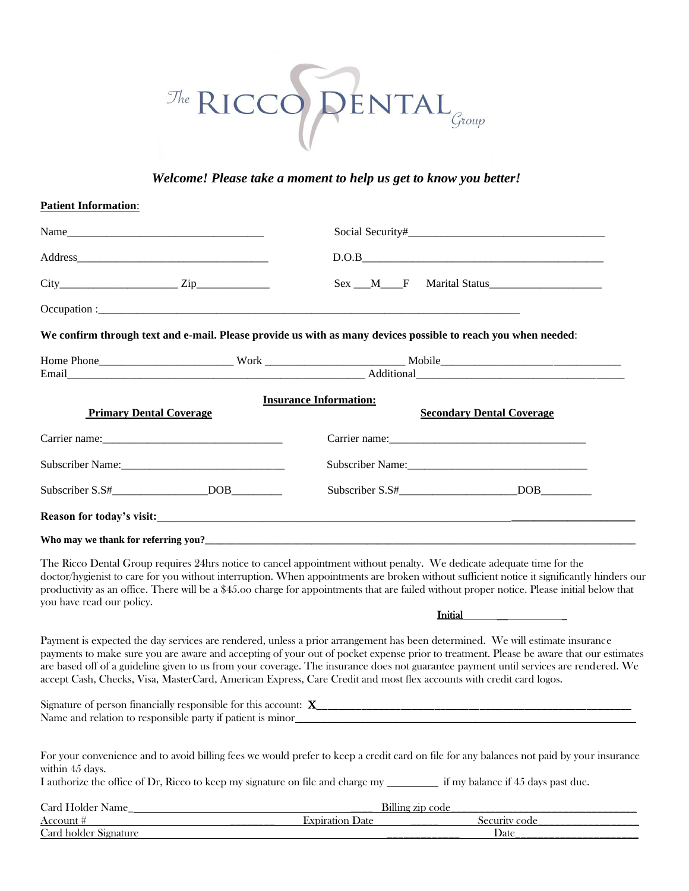# The RICCO DENTAL Group

***Welcome! Please take a moment to help us get to know you better!***

**Patient Information**:

Name___________________________________ Social Security#___________________________________

Address___________________________________ D.O.B_____________________________________________

City_____________________ Zip_____________ Sex ___M____F Marital Status____________________

Occupation :_______________________________________________________________________________

**We confirm through text and e-mail. Please provide us with as many devices possible to reach you when needed**:

Home Phone________________________ Work _________________________ Mobile________________________________

Email______________________________________________________ Additional_____________________________________

**Insurance Information:**

| **Primary Dental Coverage** | **Secondary Dental Coverage** |
|---|---|
| Carrier name:________________________________ | Carrier name:____________________________________ |
| Subscriber Name:______________________________ | Subscriber Name:________________________________ |
| Subscriber S.S#_________________DOB_________ | Subscriber S.S#_____________________DOB_________ |

**Reason for today's visit:**_______________________________________________________________________________

**Who may we thank for referring you?**______________________________________________________________________

The Ricco Dental Group requires 24hrs notice to cancel appointment without penalty. We dedicate adequate time for the doctor/hygienist to care for you without interruption. When appointments are broken without sufficient notice it significantly hinders our productivity as an office. There will be a $45.oo charge for appointments that are failed without proper notice. Please initial below that you have read our policy.

**Initial** ______________

Payment is expected the day services are rendered, unless a prior arrangement has been determined. We will estimate insurance payments to make sure you are aware and accepting of your out of pocket expense prior to treatment. Please be aware that our estimates are based off of a guideline given to us from your coverage. The insurance does not guarantee payment until services are rendered. We accept Cash, Checks, Visa, MasterCard, American Express, Care Credit and most flex accounts with credit card logos.

Signature of person financially responsible for this account: **X**_____________________________________________________________

Name and relation to responsible party if patient is minor_____________________________________________________________

For your convenience and to avoid billing fees we would prefer to keep a credit card on file for any balances not paid by your insurance within 45 days.

I authorize the office of Dr, Ricco to keep my signature on file and charge my _________ if my balance if 45 days past due.

Card Holder Name______________________________________________ Billing zip code___________________________________

Account #________________________ Expiration Date_______ Security code___________________

Card holder Signature_____________________________________________ Date_______________________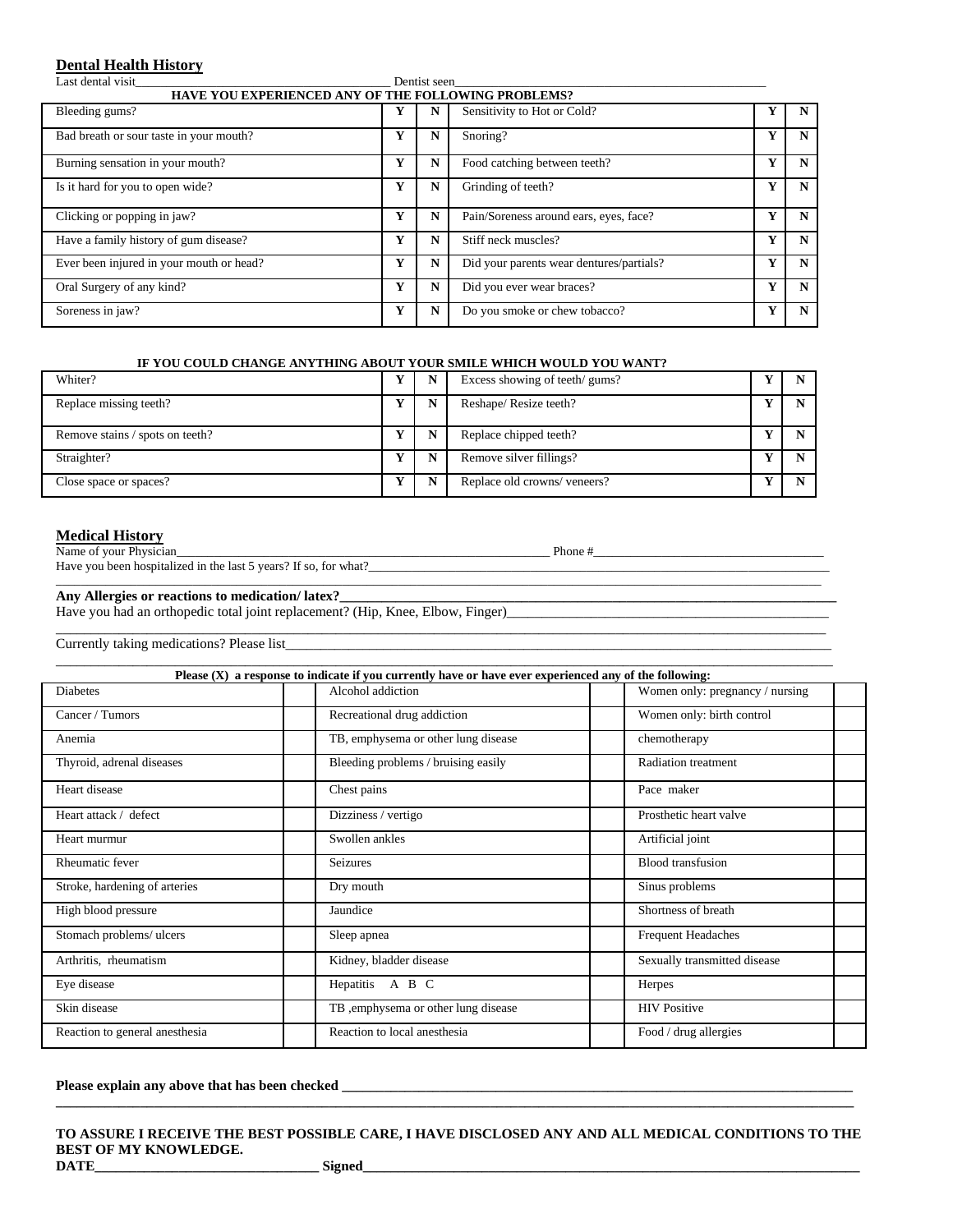## Dental Health History

Last dental visit______________________________________ Dentist seen_______________________________________________

**HAVE YOU EXPERIENCED ANY OF THE FOLLOWING PROBLEMS?**

| | | | | | |
|---|---|---|---|---|---|
| Bleeding gums? | **Y** | **N** | Sensitivity to Hot or Cold? | **Y** | **N** |
| Bad breath or sour taste in your mouth? | **Y** | **N** | Snoring? | **Y** | **N** |
| Burning sensation in your mouth? | **Y** | **N** | Food catching between teeth? | **Y** | **N** |
| Is it hard for you to open wide? | **Y** | **N** | Grinding of teeth? | **Y** | **N** |
| Clicking or popping in jaw? | **Y** | **N** | Pain/Soreness around ears, eyes, face? | **Y** | **N** |
| Have a family history of gum disease? | **Y** | **N** | Stiff neck muscles? | **Y** | **N** |
| Ever been injured in your mouth or head? | **Y** | **N** | Did your parents wear dentures/partials? | **Y** | **N** |
| Oral Surgery of any kind? | **Y** | **N** | Did you ever wear braces? | **Y** | **N** |
| Soreness in jaw? | **Y** | **N** | Do you smoke or chew tobacco? | **Y** | **N** |

**IF YOU COULD CHANGE ANYTHING ABOUT YOUR SMILE WHICH WOULD YOU WANT?**

| | | | | | |
|---|---|---|---|---|---|
| Whiter? | **Y** | **N** | Excess showing of teeth/ gums? | **Y** | **N** |
| Replace missing teeth? | **Y** | **N** | Reshape/ Resize teeth? | **Y** | **N** |
| Remove stains / spots on teeth? | **Y** | **N** | Replace chipped teeth? | **Y** | **N** |
| Straighter? | **Y** | **N** | Remove silver fillings? | **Y** | **N** |
| Close space or spaces? | **Y** | **N** | Replace old crowns/ veneers? | **Y** | **N** |

## Medical History

Name of your Physician____________________________________________________________ Phone #____________________________________

Have you been hospitalized in the last 5 years? If so, for what?______________________________________________________________________

______________________________________________________________________________________________________________________

**Any Allergies or reactions to medication/ latex?_______________________________________________________________________**

Have you had an orthopedic total joint replacement? (Hip, Knee, Elbow, Finger)______________________________________________

______________________________________________________________________________________________________________________

Currently taking medications? Please list______________________________________________________________________________

______________________________________________________________________________________________________________________

**Please (X) a response to indicate if you currently have or have ever experienced any of the following:**

| | | | | | |
|---|---|---|---|---|---|
| Diabetes | | Alcohol addiction | | Women only: pregnancy / nursing | |
| Cancer / Tumors | | Recreational drug addiction | | Women only: birth control | |
| Anemia | | TB, emphysema or other lung disease | | chemotherapy | |
| Thyroid, adrenal diseases | | Bleeding problems / bruising easily | | Radiation treatment | |
| Heart disease | | Chest pains | | Pace maker | |
| Heart attack / defect | | Dizziness / vertigo | | Prosthetic heart valve | |
| Heart murmur | | Swollen ankles | | Artificial joint | |
| Rheumatic fever | | Seizures | | Blood transfusion | |
| Stroke, hardening of arteries | | Dry mouth | | Sinus problems | |
| High blood pressure | | Jaundice | | Shortness of breath | |
| Stomach problems/ ulcers | | Sleep apnea | | Frequent Headaches | |
| Arthritis, rheumatism | | Kidney, bladder disease | | Sexually transmitted disease | |
| Eye disease | | Hepatitis A B C | | Herpes | |
| Skin disease | | TB ,emphysema or other lung disease | | HIV Positive | |
| Reaction to general anesthesia | | Reaction to local anesthesia | | Food / drug allergies | |

**Please explain any above that has been checked ___________________________________________________________________________**

**______________________________________________________________________________________________________________________**

**TO ASSURE I RECEIVE THE BEST POSSIBLE CARE, I HAVE DISCLOSED ANY AND ALL MEDICAL CONDITIONS TO THE BEST OF MY KNOWLEDGE.**

**DATE________________________________ Signed__________________________________________________________________________**